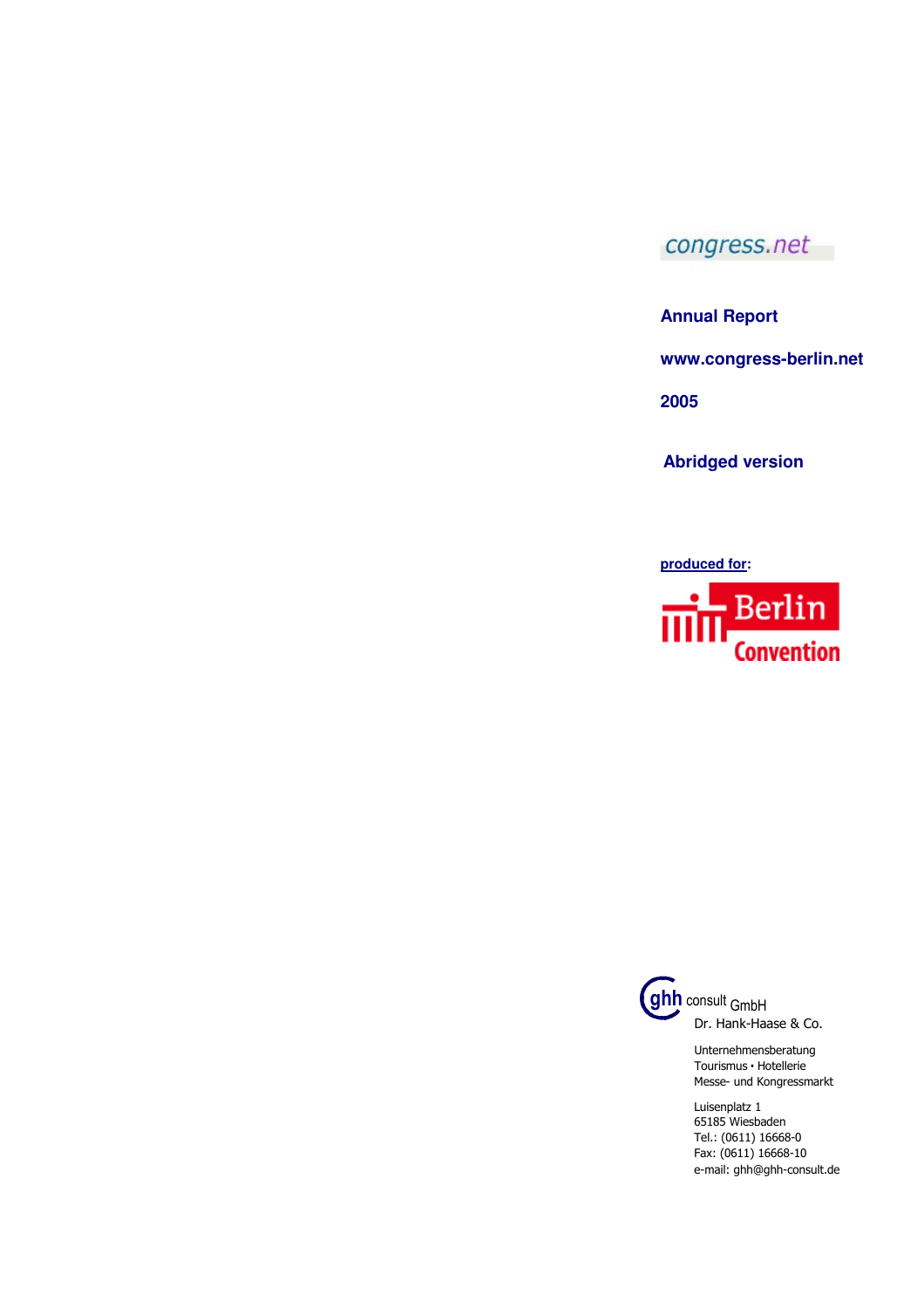congress.net

**Annual Report**

**www.congress-berlin.net**

**2005**

**Abridged version**

**produced for:**

Berlin Convention

ghh consult GmbH
Dr. Hank-Haase & Co.

Unternehmensberatung
Tourismus • Hotellerie
Messe- und Kongressmarkt

Luisenplatz 1
65185 Wiesbaden
Tel.: (0611) 16668-0
Fax: (0611) 16668-10
e-mail: ghh@ghh-consult.de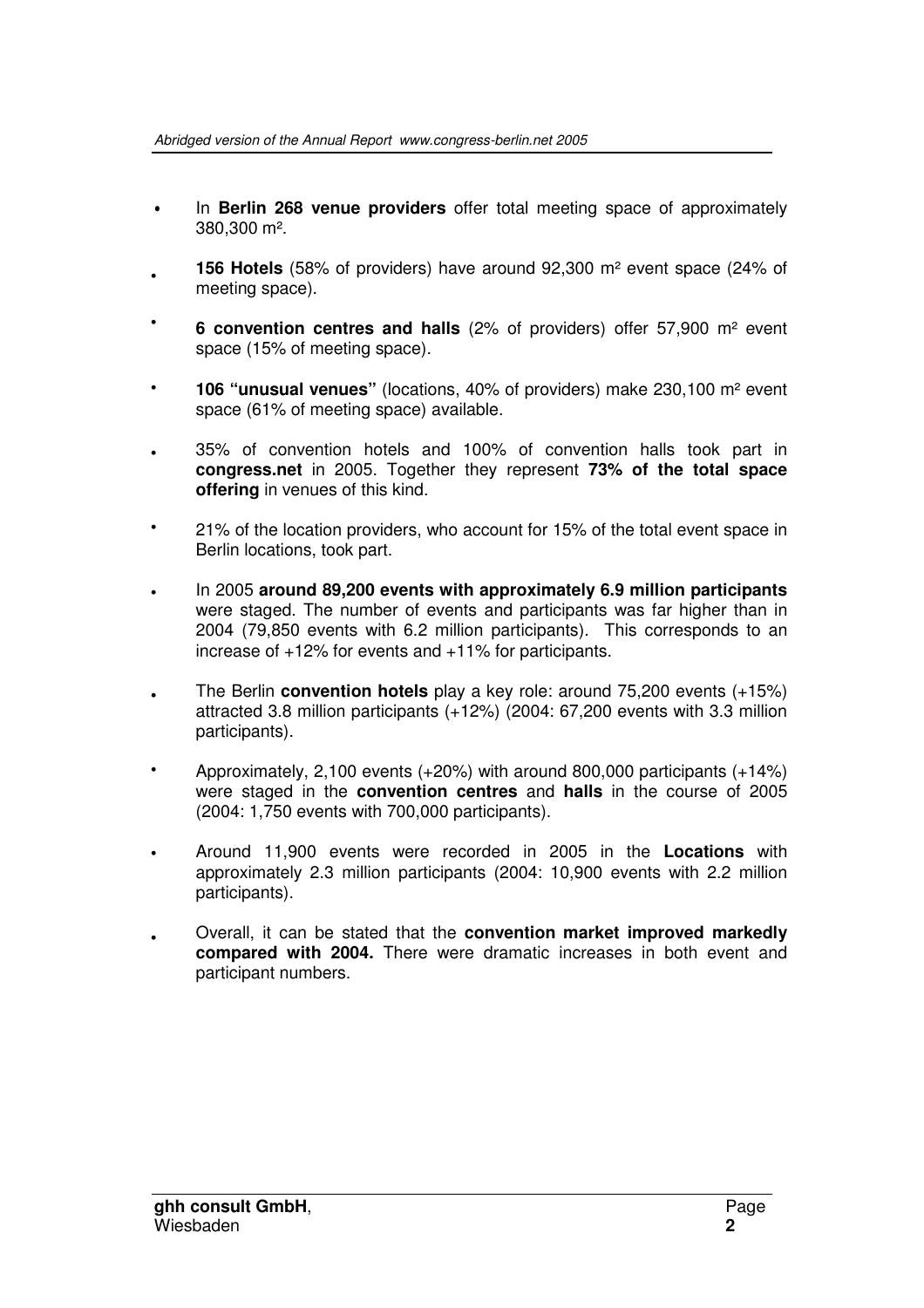- In **Berlin 268 venue providers** offer total meeting space of approximately 380,300 m².
- **156 Hotels** (58% of providers) have around 92,300 m² event space (24% of meeting space).
- **6 convention centres and halls** (2% of providers) offer 57,900 m² event space (15% of meeting space).
- **106 "unusual venues"** (locations, 40% of providers) make 230,100 m² event space (61% of meeting space) available.
- 35% of convention hotels and 100% of convention halls took part in **congress.net** in 2005. Together they represent **73% of the total space offering** in venues of this kind.
- 21% of the location providers, who account for 15% of the total event space in Berlin locations, took part.
- In 2005 **around 89,200 events with approximately 6.9 million participants** were staged. The number of events and participants was far higher than in 2004 (79,850 events with 6.2 million participants). This corresponds to an increase of +12% for events and +11% for participants.
- The Berlin **convention hotels** play a key role: around 75,200 events (+15%) attracted 3.8 million participants (+12%) (2004: 67,200 events with 3.3 million participants).
- Approximately, 2,100 events (+20%) with around 800,000 participants (+14%) were staged in the **convention centres** and **halls** in the course of 2005 (2004: 1,750 events with 700,000 participants).
- Around 11,900 events were recorded in 2005 in the **Locations** with approximately 2.3 million participants (2004: 10,900 events with 2.2 million participants).
- Overall, it can be stated that the **convention market improved markedly compared with 2004.** There were dramatic increases in both event and participant numbers.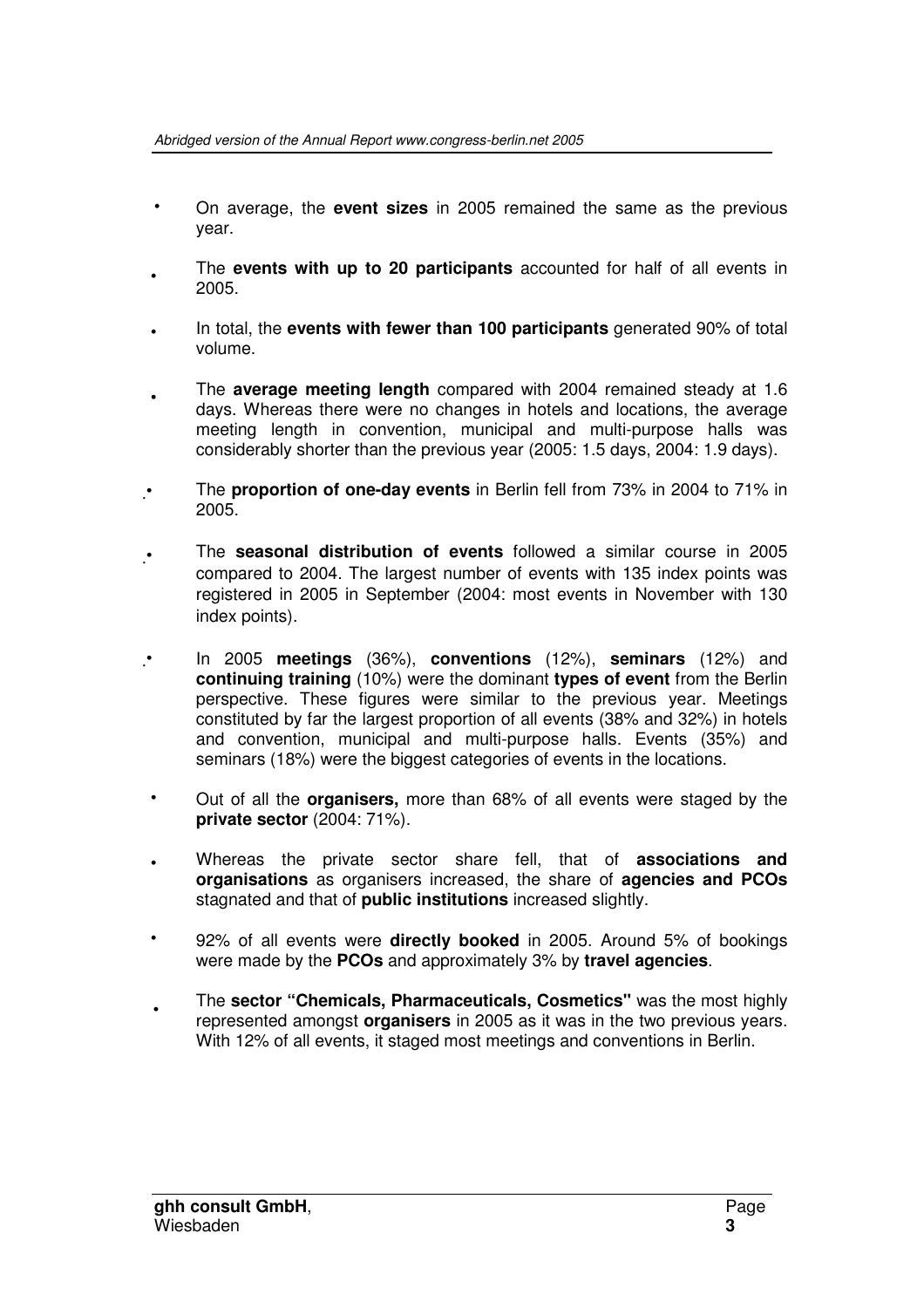- On average, the **event sizes** in 2005 remained the same as the previous year.
- The **events with up to 20 participants** accounted for half of all events in 2005.
- In total, the **events with fewer than 100 participants** generated 90% of total volume.
- The **average meeting length** compared with 2004 remained steady at 1.6 days. Whereas there were no changes in hotels and locations, the average meeting length in convention, municipal and multi-purpose halls was considerably shorter than the previous year (2005: 1.5 days, 2004: 1.9 days).
- The **proportion of one-day events** in Berlin fell from 73% in 2004 to 71% in 2005.
- The **seasonal distribution of events** followed a similar course in 2005 compared to 2004. The largest number of events with 135 index points was registered in 2005 in September (2004: most events in November with 130 index points).
- In 2005 **meetings** (36%), **conventions** (12%), **seminars** (12%) and **continuing training** (10%) were the dominant **types of event** from the Berlin perspective. These figures were similar to the previous year. Meetings constituted by far the largest proportion of all events (38% and 32%) in hotels and convention, municipal and multi-purpose halls. Events (35%) and seminars (18%) were the biggest categories of events in the locations.
- Out of all the **organisers,** more than 68% of all events were staged by the **private sector** (2004: 71%).
- Whereas the private sector share fell, that of **associations and organisations** as organisers increased, the share of **agencies and PCOs** stagnated and that of **public institutions** increased slightly.
- 92% of all events were **directly booked** in 2005. Around 5% of bookings were made by the **PCOs** and approximately 3% by **travel agencies**.
- The **sector "Chemicals, Pharmaceuticals, Cosmetics"** was the most highly represented amongst **organisers** in 2005 as it was in the two previous years. With 12% of all events, it staged most meetings and conventions in Berlin.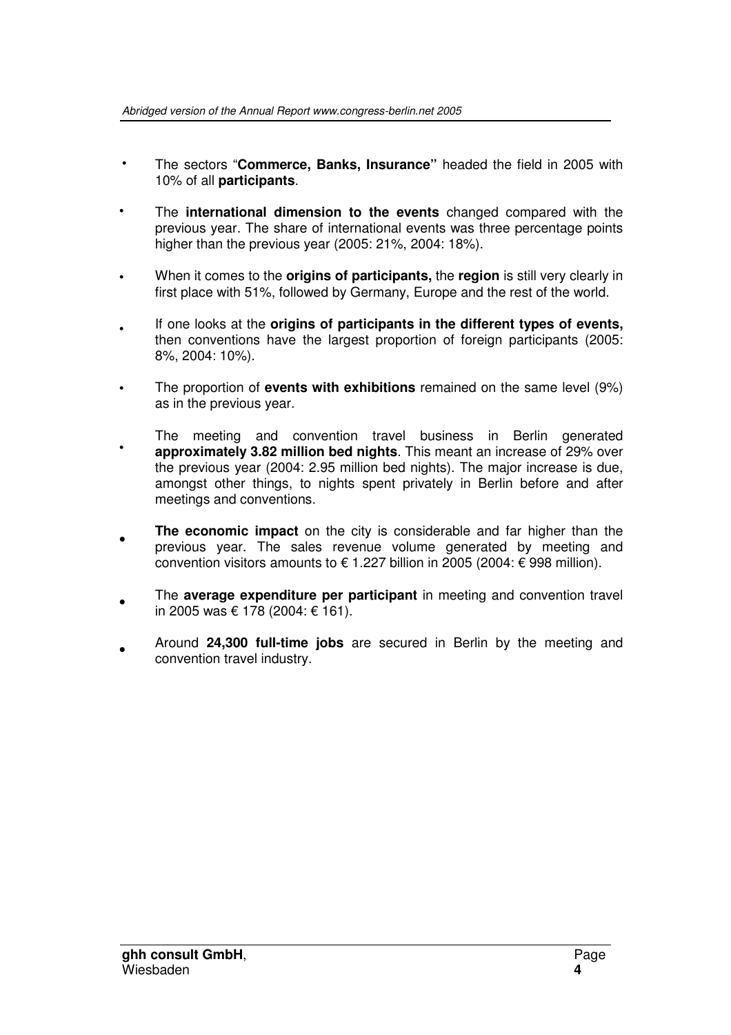- The sectors "**Commerce, Banks, Insurance"** headed the field in 2005 with 10% of all **participants**.

- The **international dimension to the events** changed compared with the previous year. The share of international events was three percentage points higher than the previous year (2005: 21%, 2004: 18%).

- When it comes to the **origins of participants,** the **region** is still very clearly in first place with 51%, followed by Germany, Europe and the rest of the world.

- If one looks at the **origins of participants in the different types of events,** then conventions have the largest proportion of foreign participants (2005: 8%, 2004: 10%).

- The proportion of **events with exhibitions** remained on the same level (9%) as in the previous year.

- The meeting and convention travel business in Berlin generated **approximately 3.82 million bed nights**. This meant an increase of 29% over the previous year (2004: 2.95 million bed nights). The major increase is due, amongst other things, to nights spent privately in Berlin before and after meetings and conventions.

- **The economic impact** on the city is considerable and far higher than the previous year. The sales revenue volume generated by meeting and convention visitors amounts to € 1.227 billion in 2005 (2004: € 998 million).

- The **average expenditure per participant** in meeting and convention travel in 2005 was € 178 (2004: € 161).

- Around **24,300 full-time jobs** are secured in Berlin by the meeting and convention travel industry.